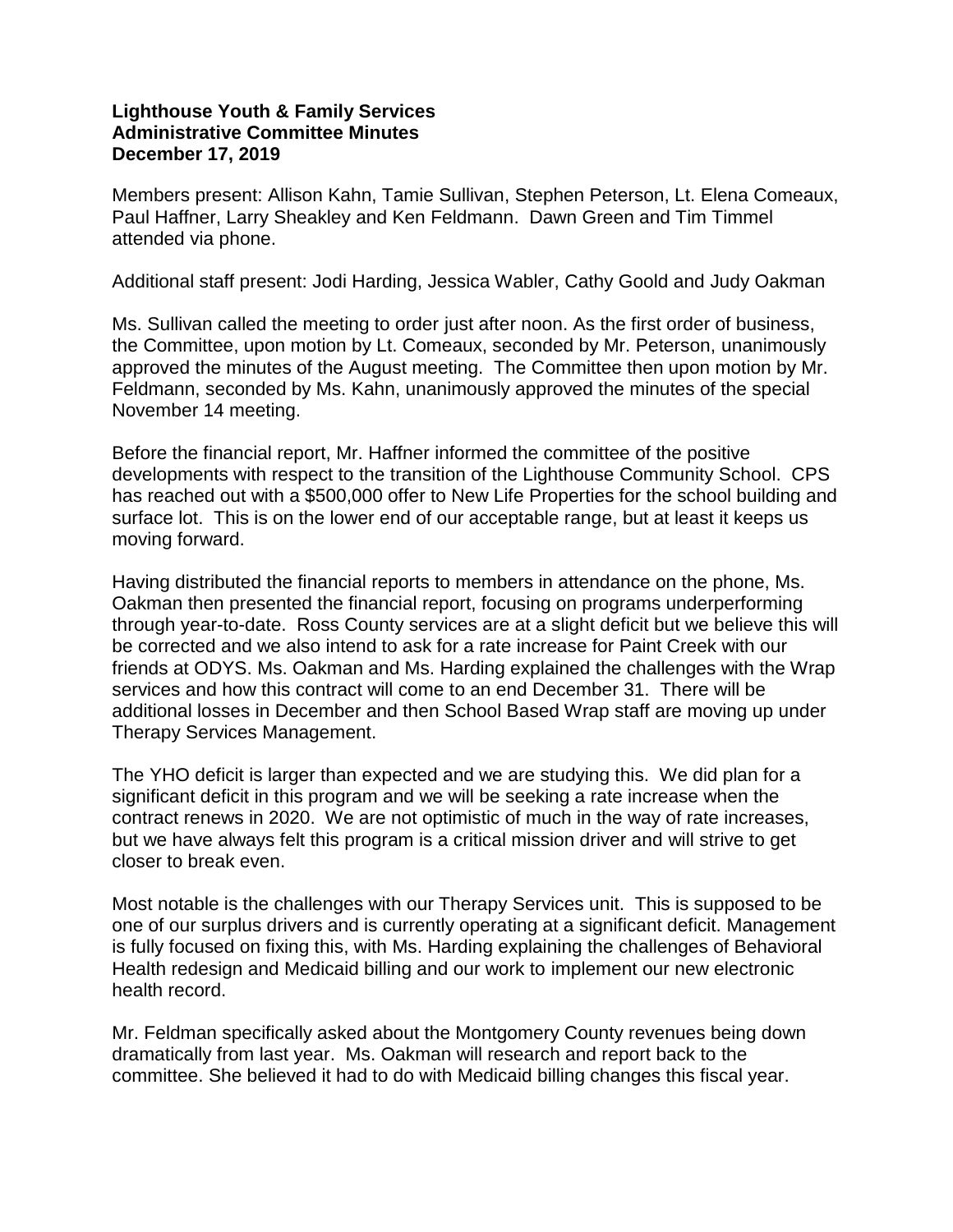**Lighthouse Youth & Family Services**
**Administrative Committee Minutes**
**December 17, 2019**

Members present: Allison Kahn, Tamie Sullivan, Stephen Peterson, Lt. Elena Comeaux, Paul Haffner, Larry Sheakley and Ken Feldmann. Dawn Green and Tim Timmel attended via phone.

Additional staff present: Jodi Harding, Jessica Wabler, Cathy Goold and Judy Oakman

Ms. Sullivan called the meeting to order just after noon. As the first order of business, the Committee, upon motion by Lt. Comeaux, seconded by Mr. Peterson, unanimously approved the minutes of the August meeting. The Committee then upon motion by Mr. Feldmann, seconded by Ms. Kahn, unanimously approved the minutes of the special November 14 meeting.

Before the financial report, Mr. Haffner informed the committee of the positive developments with respect to the transition of the Lighthouse Community School. CPS has reached out with a $500,000 offer to New Life Properties for the school building and surface lot. This is on the lower end of our acceptable range, but at least it keeps us moving forward.

Having distributed the financial reports to members in attendance on the phone, Ms. Oakman then presented the financial report, focusing on programs underperforming through year-to-date. Ross County services are at a slight deficit but we believe this will be corrected and we also intend to ask for a rate increase for Paint Creek with our friends at ODYS. Ms. Oakman and Ms. Harding explained the challenges with the Wrap services and how this contract will come to an end December 31. There will be additional losses in December and then School Based Wrap staff are moving up under Therapy Services Management.

The YHO deficit is larger than expected and we are studying this. We did plan for a significant deficit in this program and we will be seeking a rate increase when the contract renews in 2020. We are not optimistic of much in the way of rate increases, but we have always felt this program is a critical mission driver and will strive to get closer to break even.

Most notable is the challenges with our Therapy Services unit. This is supposed to be one of our surplus drivers and is currently operating at a significant deficit. Management is fully focused on fixing this, with Ms. Harding explaining the challenges of Behavioral Health redesign and Medicaid billing and our work to implement our new electronic health record.

Mr. Feldman specifically asked about the Montgomery County revenues being down dramatically from last year. Ms. Oakman will research and report back to the committee. She believed it had to do with Medicaid billing changes this fiscal year.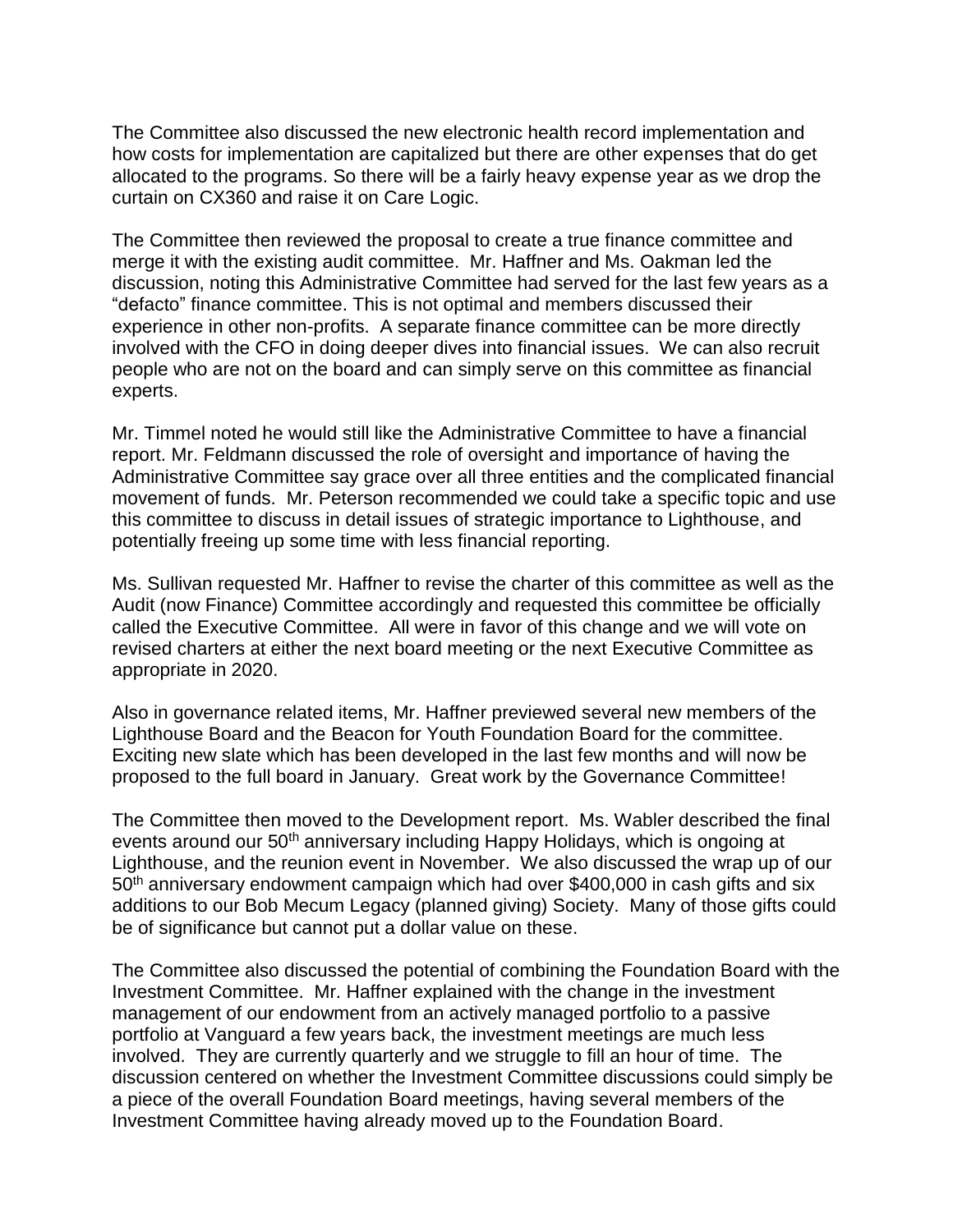The Committee also discussed the new electronic health record implementation and how costs for implementation are capitalized but there are other expenses that do get allocated to the programs. So there will be a fairly heavy expense year as we drop the curtain on CX360 and raise it on Care Logic.

The Committee then reviewed the proposal to create a true finance committee and merge it with the existing audit committee. Mr. Haffner and Ms. Oakman led the discussion, noting this Administrative Committee had served for the last few years as a "defacto" finance committee. This is not optimal and members discussed their experience in other non-profits. A separate finance committee can be more directly involved with the CFO in doing deeper dives into financial issues. We can also recruit people who are not on the board and can simply serve on this committee as financial experts.

Mr. Timmel noted he would still like the Administrative Committee to have a financial report. Mr. Feldmann discussed the role of oversight and importance of having the Administrative Committee say grace over all three entities and the complicated financial movement of funds. Mr. Peterson recommended we could take a specific topic and use this committee to discuss in detail issues of strategic importance to Lighthouse, and potentially freeing up some time with less financial reporting.

Ms. Sullivan requested Mr. Haffner to revise the charter of this committee as well as the Audit (now Finance) Committee accordingly and requested this committee be officially called the Executive Committee. All were in favor of this change and we will vote on revised charters at either the next board meeting or the next Executive Committee as appropriate in 2020.

Also in governance related items, Mr. Haffner previewed several new members of the Lighthouse Board and the Beacon for Youth Foundation Board for the committee. Exciting new slate which has been developed in the last few months and will now be proposed to the full board in January. Great work by the Governance Committee!

The Committee then moved to the Development report. Ms. Wabler described the final events around our 50th anniversary including Happy Holidays, which is ongoing at Lighthouse, and the reunion event in November. We also discussed the wrap up of our 50th anniversary endowment campaign which had over $400,000 in cash gifts and six additions to our Bob Mecum Legacy (planned giving) Society. Many of those gifts could be of significance but cannot put a dollar value on these.

The Committee also discussed the potential of combining the Foundation Board with the Investment Committee. Mr. Haffner explained with the change in the investment management of our endowment from an actively managed portfolio to a passive portfolio at Vanguard a few years back, the investment meetings are much less involved. They are currently quarterly and we struggle to fill an hour of time. The discussion centered on whether the Investment Committee discussions could simply be a piece of the overall Foundation Board meetings, having several members of the Investment Committee having already moved up to the Foundation Board.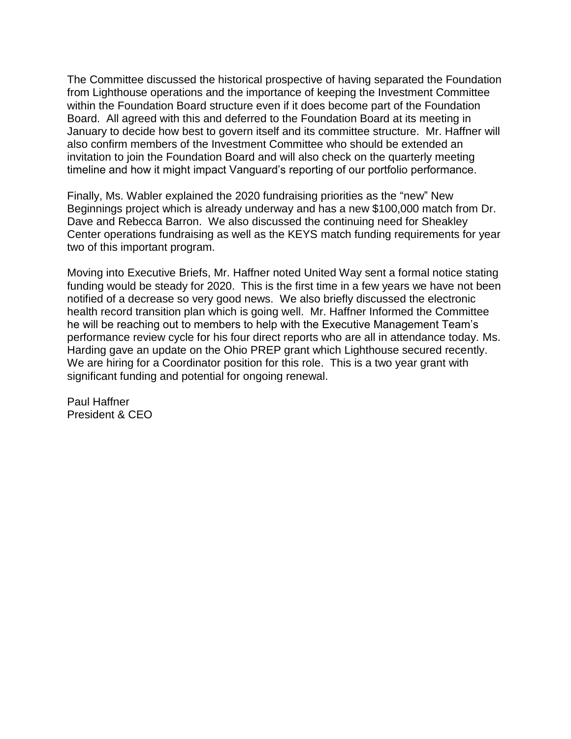The Committee discussed the historical prospective of having separated the Foundation from Lighthouse operations and the importance of keeping the Investment Committee within the Foundation Board structure even if it does become part of the Foundation Board. All agreed with this and deferred to the Foundation Board at its meeting in January to decide how best to govern itself and its committee structure. Mr. Haffner will also confirm members of the Investment Committee who should be extended an invitation to join the Foundation Board and will also check on the quarterly meeting timeline and how it might impact Vanguard's reporting of our portfolio performance.

Finally, Ms. Wabler explained the 2020 fundraising priorities as the "new" New Beginnings project which is already underway and has a new $100,000 match from Dr. Dave and Rebecca Barron. We also discussed the continuing need for Sheakley Center operations fundraising as well as the KEYS match funding requirements for year two of this important program.

Moving into Executive Briefs, Mr. Haffner noted United Way sent a formal notice stating funding would be steady for 2020. This is the first time in a few years we have not been notified of a decrease so very good news. We also briefly discussed the electronic health record transition plan which is going well. Mr. Haffner Informed the Committee he will be reaching out to members to help with the Executive Management Team's performance review cycle for his four direct reports who are all in attendance today. Ms. Harding gave an update on the Ohio PREP grant which Lighthouse secured recently. We are hiring for a Coordinator position for this role. This is a two year grant with significant funding and potential for ongoing renewal.

Paul Haffner  
President & CEO